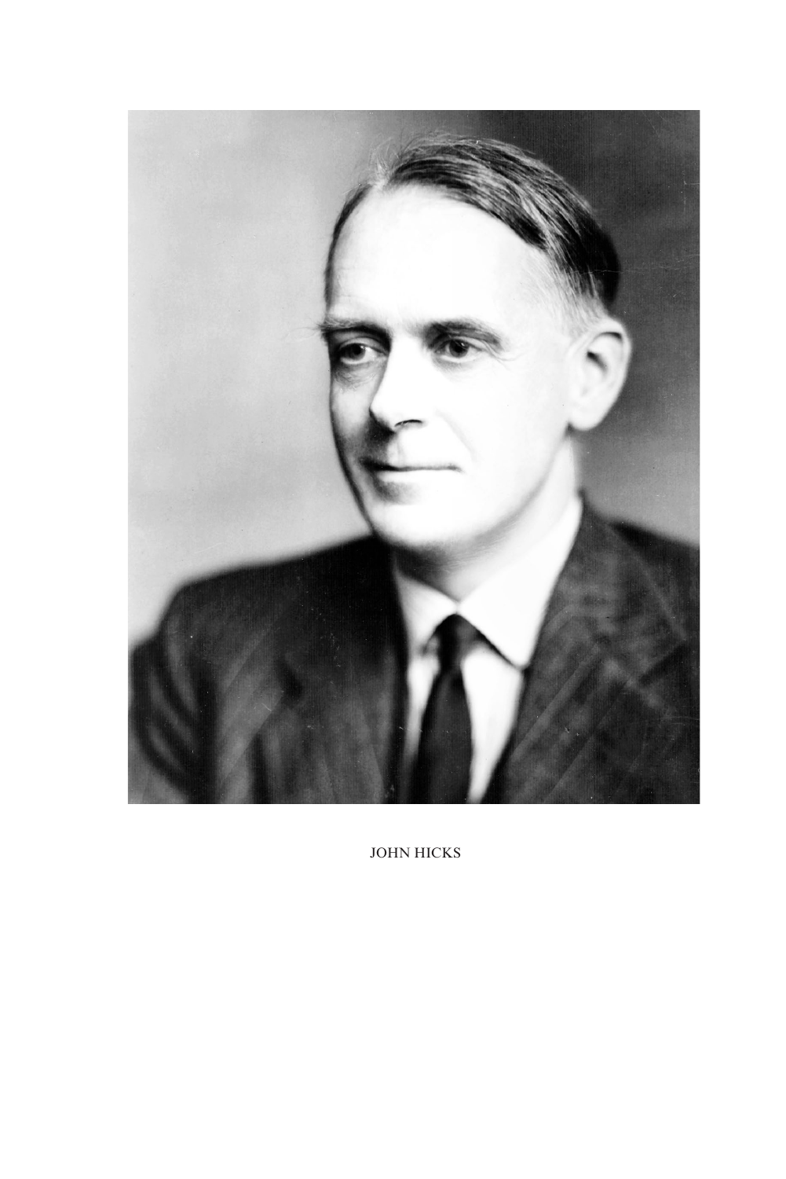JOHN HICKS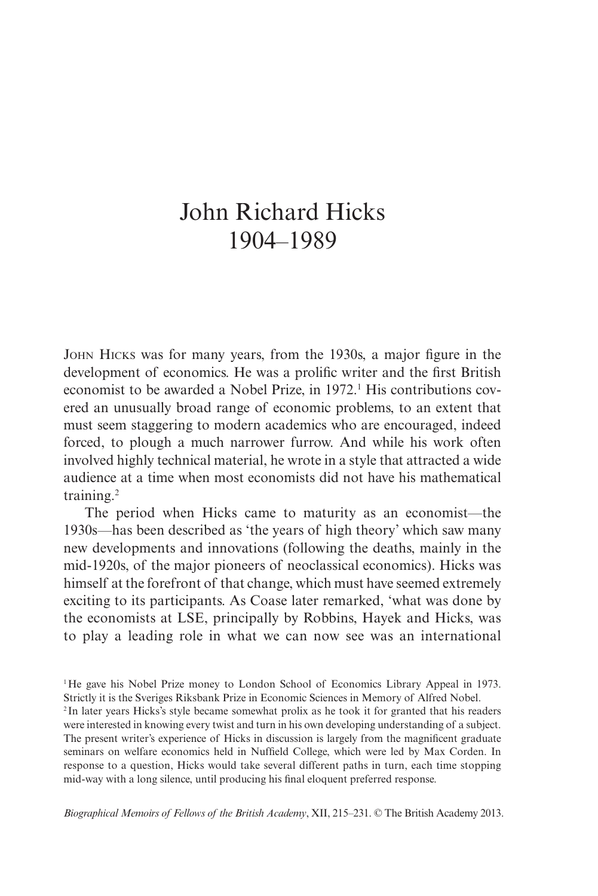# John Richard Hicks
# 1904–1989

John Hicks was for many years, from the 1930s, a major figure in the development of economics. He was a prolific writer and the first British economist to be awarded a Nobel Prize, in 1972.[1] His contributions covered an unusually broad range of economic problems, to an extent that must seem staggering to modern academics who are encouraged, indeed forced, to plough a much narrower furrow. And while his work often involved highly technical material, he wrote in a style that attracted a wide audience at a time when most economists did not have his mathematical training.[2]

The period when Hicks came to maturity as an economist—the 1930s—has been described as 'the years of high theory' which saw many new developments and innovations (following the deaths, mainly in the mid-1920s, of the major pioneers of neoclassical economics). Hicks was himself at the forefront of that change, which must have seemed extremely exciting to its participants. As Coase later remarked, 'what was done by the economists at LSE, principally by Robbins, Hayek and Hicks, was to play a leading role in what we can now see was an international

[1] He gave his Nobel Prize money to London School of Economics Library Appeal in 1973. Strictly it is the Sveriges Riksbank Prize in Economic Sciences in Memory of Alfred Nobel.

[2] In later years Hicks's style became somewhat prolix as he took it for granted that his readers were interested in knowing every twist and turn in his own developing understanding of a subject. The present writer's experience of Hicks in discussion is largely from the magnificent graduate seminars on welfare economics held in Nuffield College, which were led by Max Corden. In response to a question, Hicks would take several different paths in turn, each time stopping mid-way with a long silence, until producing his final eloquent preferred response.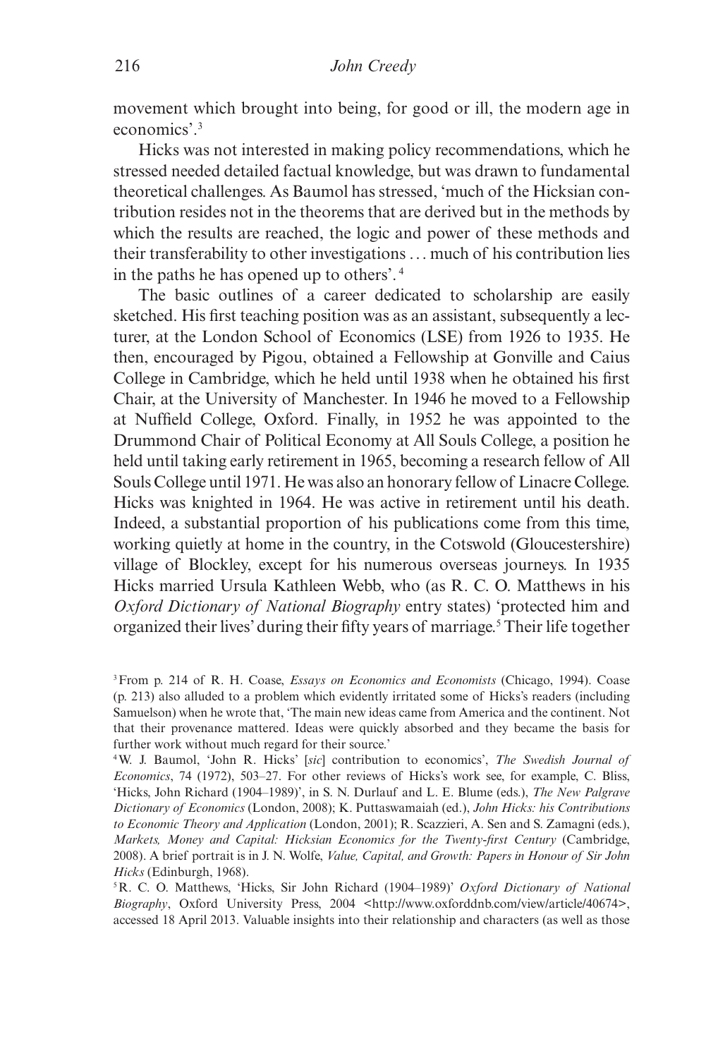movement which brought into being, for good or ill, the modern age in economics'.[3]

Hicks was not interested in making policy recommendations, which he stressed needed detailed factual knowledge, but was drawn to fundamental theoretical challenges. As Baumol has stressed, 'much of the Hicksian contribution resides not in the theorems that are derived but in the methods by which the results are reached, the logic and power of these methods and their transferability to other investigations … much of his contribution lies in the paths he has opened up to others'.[4]

The basic outlines of a career dedicated to scholarship are easily sketched. His first teaching position was as an assistant, subsequently a lecturer, at the London School of Economics (LSE) from 1926 to 1935. He then, encouraged by Pigou, obtained a Fellowship at Gonville and Caius College in Cambridge, which he held until 1938 when he obtained his first Chair, at the University of Manchester. In 1946 he moved to a Fellowship at Nuffield College, Oxford. Finally, in 1952 he was appointed to the Drummond Chair of Political Economy at All Souls College, a position he held until taking early retirement in 1965, becoming a research fellow of All Souls College until 1971. He was also an honorary fellow of Linacre College. Hicks was knighted in 1964. He was active in retirement until his death. Indeed, a substantial proportion of his publications come from this time, working quietly at home in the country, in the Cotswold (Gloucestershire) village of Blockley, except for his numerous overseas journeys. In 1935 Hicks married Ursula Kathleen Webb, who (as R. C. O. Matthews in his *Oxford Dictionary of National Biography* entry states) 'protected him and organized their lives' during their fifty years of marriage.[5] Their life together

[3] From p. 214 of R. H. Coase, *Essays on Economics and Economists* (Chicago, 1994). Coase (p. 213) also alluded to a problem which evidently irritated some of Hicks's readers (including Samuelson) when he wrote that, 'The main new ideas came from America and the continent. Not that their provenance mattered. Ideas were quickly absorbed and they became the basis for further work without much regard for their source.'

[4] W. J. Baumol, 'John R. Hicks' [*sic*] contribution to economics', *The Swedish Journal of Economics*, 74 (1972), 503–27. For other reviews of Hicks's work see, for example, C. Bliss, 'Hicks, John Richard (1904–1989)', in S. N. Durlauf and L. E. Blume (eds.), *The New Palgrave Dictionary of Economics* (London, 2008); K. Puttaswamaiah (ed.), *John Hicks: his Contributions to Economic Theory and Application* (London, 2001); R. Scazzieri, A. Sen and S. Zamagni (eds.), *Markets, Money and Capital: Hicksian Economics for the Twenty-first Century* (Cambridge, 2008). A brief portrait is in J. N. Wolfe, *Value, Capital, and Growth: Papers in Honour of Sir John Hicks* (Edinburgh, 1968).

[5] R. C. O. Matthews, 'Hicks, Sir John Richard (1904–1989)' *Oxford Dictionary of National Biography*, Oxford University Press, 2004 <http://www.oxforddnb.com/view/article/40674>, accessed 18 April 2013. Valuable insights into their relationship and characters (as well as those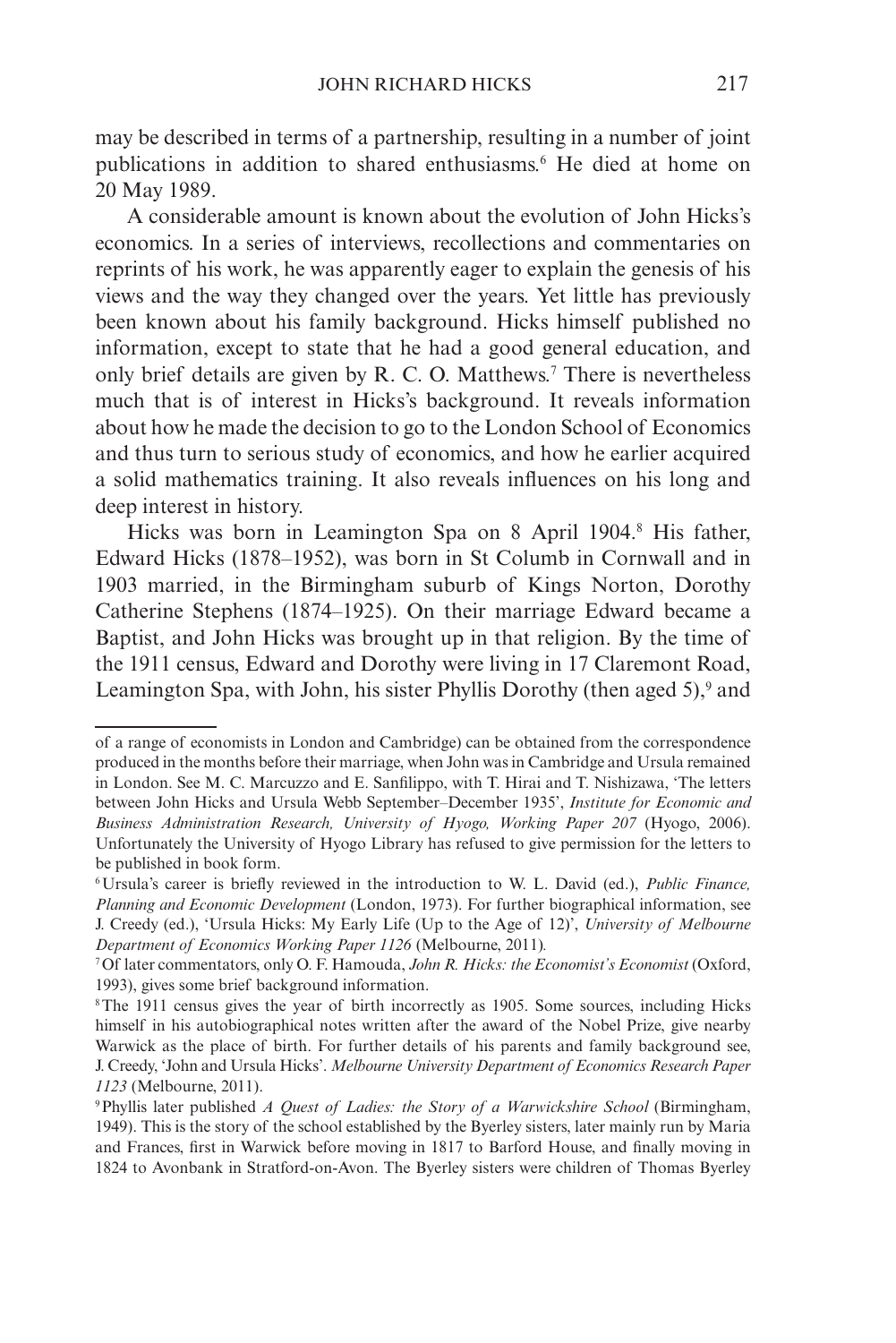may be described in terms of a partnership, resulting in a number of joint publications in addition to shared enthusiasms.[6] He died at home on 20 May 1989.

A considerable amount is known about the evolution of John Hicks's economics. In a series of interviews, recollections and commentaries on reprints of his work, he was apparently eager to explain the genesis of his views and the way they changed over the years. Yet little has previously been known about his family background. Hicks himself published no information, except to state that he had a good general education, and only brief details are given by R. C. O. Matthews.[7] There is nevertheless much that is of interest in Hicks's background. It reveals information about how he made the decision to go to the London School of Economics and thus turn to serious study of economics, and how he earlier acquired a solid mathematics training. It also reveals influences on his long and deep interest in history.

Hicks was born in Leamington Spa on 8 April 1904.[8] His father, Edward Hicks (1878–1952), was born in St Columb in Cornwall and in 1903 married, in the Birmingham suburb of Kings Norton, Dorothy Catherine Stephens (1874–1925). On their marriage Edward became a Baptist, and John Hicks was brought up in that religion. By the time of the 1911 census, Edward and Dorothy were living in 17 Claremont Road, Leamington Spa, with John, his sister Phyllis Dorothy (then aged 5),[9] and

---

of a range of economists in London and Cambridge) can be obtained from the correspondence produced in the months before their marriage, when John was in Cambridge and Ursula remained in London. See M. C. Marcuzzo and E. Sanfilippo, with T. Hirai and T. Nishizawa, 'The letters between John Hicks and Ursula Webb September–December 1935', *Institute for Economic and Business Administration Research, University of Hyogo, Working Paper 207* (Hyogo, 2006). Unfortunately the University of Hyogo Library has refused to give permission for the letters to be published in book form.

[6] Ursula's career is briefly reviewed in the introduction to W. L. David (ed.), *Public Finance, Planning and Economic Development* (London, 1973). For further biographical information, see J. Creedy (ed.), 'Ursula Hicks: My Early Life (Up to the Age of 12)', *University of Melbourne Department of Economics Working Paper 1126* (Melbourne, 2011).

[7] Of later commentators, only O. F. Hamouda, *John R. Hicks: the Economist's Economist* (Oxford, 1993), gives some brief background information.

[8] The 1911 census gives the year of birth incorrectly as 1905. Some sources, including Hicks himself in his autobiographical notes written after the award of the Nobel Prize, give nearby Warwick as the place of birth. For further details of his parents and family background see, J. Creedy, 'John and Ursula Hicks'. *Melbourne University Department of Economics Research Paper 1123* (Melbourne, 2011).

[9] Phyllis later published *A Quest of Ladies: the Story of a Warwickshire School* (Birmingham, 1949). This is the story of the school established by the Byerley sisters, later mainly run by Maria and Frances, first in Warwick before moving in 1817 to Barford House, and finally moving in 1824 to Avonbank in Stratford-on-Avon. The Byerley sisters were children of Thomas Byerley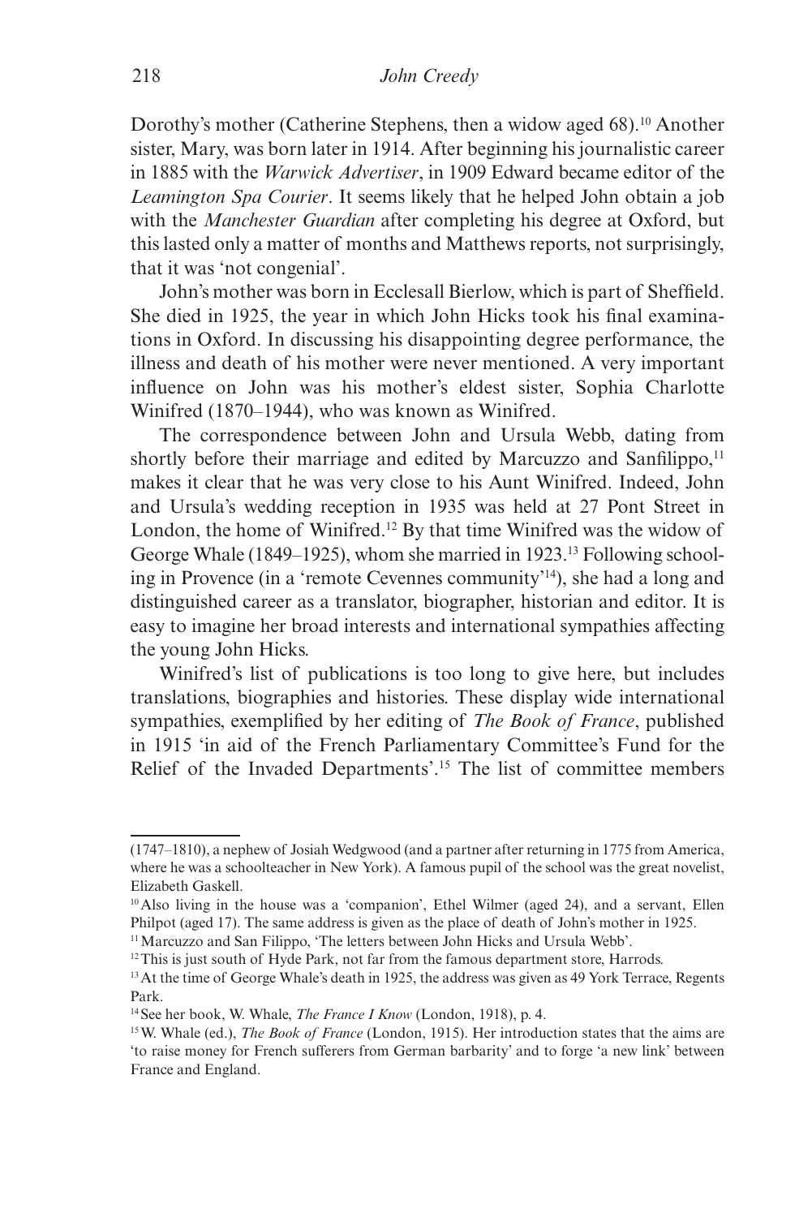Dorothy's mother (Catherine Stephens, then a widow aged 68).[10] Another sister, Mary, was born later in 1914. After beginning his journalistic career in 1885 with the *Warwick Advertiser*, in 1909 Edward became editor of the *Leamington Spa Courier*. It seems likely that he helped John obtain a job with the *Manchester Guardian* after completing his degree at Oxford, but this lasted only a matter of months and Matthews reports, not surprisingly, that it was 'not congenial'.

John's mother was born in Ecclesall Bierlow, which is part of Sheffield. She died in 1925, the year in which John Hicks took his final examinations in Oxford. In discussing his disappointing degree performance, the illness and death of his mother were never mentioned. A very important influence on John was his mother's eldest sister, Sophia Charlotte Winifred (1870–1944), who was known as Winifred.

The correspondence between John and Ursula Webb, dating from shortly before their marriage and edited by Marcuzzo and Sanfilippo,[11] makes it clear that he was very close to his Aunt Winifred. Indeed, John and Ursula's wedding reception in 1935 was held at 27 Pont Street in London, the home of Winifred.[12] By that time Winifred was the widow of George Whale (1849–1925), whom she married in 1923.[13] Following schooling in Provence (in a 'remote Cevennes community'[14]), she had a long and distinguished career as a translator, biographer, historian and editor. It is easy to imagine her broad interests and international sympathies affecting the young John Hicks.

Winifred's list of publications is too long to give here, but includes translations, biographies and histories. These display wide international sympathies, exemplified by her editing of *The Book of France*, published in 1915 'in aid of the French Parliamentary Committee's Fund for the Relief of the Invaded Departments'.[15] The list of committee members

---

(1747–1810), a nephew of Josiah Wedgwood (and a partner after returning in 1775 from America, where he was a schoolteacher in New York). A famous pupil of the school was the great novelist, Elizabeth Gaskell.

[10] Also living in the house was a 'companion', Ethel Wilmer (aged 24), and a servant, Ellen Philpot (aged 17). The same address is given as the place of death of John's mother in 1925.

[11] Marcuzzo and San Filippo, 'The letters between John Hicks and Ursula Webb'.

[12] This is just south of Hyde Park, not far from the famous department store, Harrods.

[13] At the time of George Whale's death in 1925, the address was given as 49 York Terrace, Regents Park.

[14] See her book, W. Whale, *The France I Know* (London, 1918), p. 4.

[15] W. Whale (ed.), *The Book of France* (London, 1915). Her introduction states that the aims are 'to raise money for French sufferers from German barbarity' and to forge 'a new link' between France and England.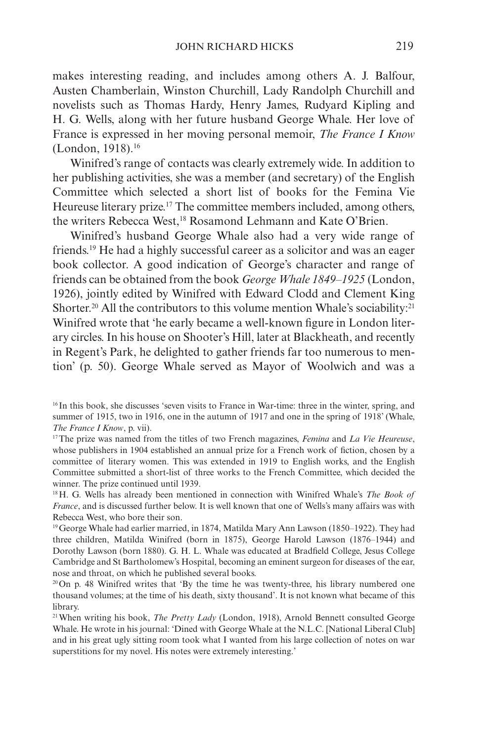makes interesting reading, and includes among others A. J. Balfour, Austen Chamberlain, Winston Churchill, Lady Randolph Churchill and novelists such as Thomas Hardy, Henry James, Rudyard Kipling and H. G. Wells, along with her future husband George Whale. Her love of France is expressed in her moving personal memoir, *The France I Know* (London, 1918).[16]

Winifred's range of contacts was clearly extremely wide. In addition to her publishing activities, she was a member (and secretary) of the English Committee which selected a short list of books for the Femina Vie Heureuse literary prize.[17] The committee members included, among others, the writers Rebecca West,[18] Rosamond Lehmann and Kate O'Brien.

Winifred's husband George Whale also had a very wide range of friends.[19] He had a highly successful career as a solicitor and was an eager book collector. A good indication of George's character and range of friends can be obtained from the book *George Whale 1849–1925* (London, 1926), jointly edited by Winifred with Edward Clodd and Clement King Shorter.[20] All the contributors to this volume mention Whale's sociability:[21] Winifred wrote that 'he early became a well-known figure in London literary circles. In his house on Shooter's Hill, later at Blackheath, and recently in Regent's Park, he delighted to gather friends far too numerous to mention' (p. 50). George Whale served as Mayor of Woolwich and was a

[16] In this book, she discusses 'seven visits to France in War-time: three in the winter, spring, and summer of 1915, two in 1916, one in the autumn of 1917 and one in the spring of 1918' (Whale, *The France I Know*, p. vii).

[17] The prize was named from the titles of two French magazines, *Femina* and *La Vie Heureuse*, whose publishers in 1904 established an annual prize for a French work of fiction, chosen by a committee of literary women. This was extended in 1919 to English works, and the English Committee submitted a short-list of three works to the French Committee, which decided the winner. The prize continued until 1939.

[18] H. G. Wells has already been mentioned in connection with Winifred Whale's *The Book of France*, and is discussed further below. It is well known that one of Wells's many affairs was with Rebecca West, who bore their son.

[19] George Whale had earlier married, in 1874, Matilda Mary Ann Lawson (1850–1922). They had three children, Matilda Winifred (born in 1875), George Harold Lawson (1876–1944) and Dorothy Lawson (born 1880). G. H. L. Whale was educated at Bradfield College, Jesus College Cambridge and St Bartholomew's Hospital, becoming an eminent surgeon for diseases of the ear, nose and throat, on which he published several books.

[20] On p. 48 Winifred writes that 'By the time he was twenty-three, his library numbered one thousand volumes; at the time of his death, sixty thousand'. It is not known what became of this library.

[21] When writing his book, *The Pretty Lady* (London, 1918), Arnold Bennett consulted George Whale. He wrote in his journal: 'Dined with George Whale at the N.L.C. [National Liberal Club] and in his great ugly sitting room took what I wanted from his large collection of notes on war superstitions for my novel. His notes were extremely interesting.'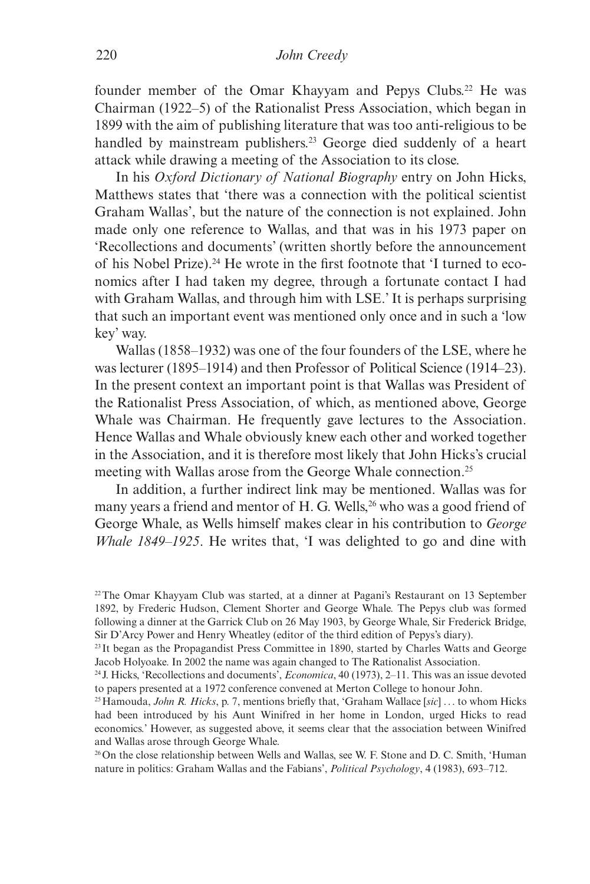founder member of the Omar Khayyam and Pepys Clubs.[22] He was Chairman (1922–5) of the Rationalist Press Association, which began in 1899 with the aim of publishing literature that was too anti-religious to be handled by mainstream publishers.[23] George died suddenly of a heart attack while drawing a meeting of the Association to its close.

In his *Oxford Dictionary of National Biography* entry on John Hicks, Matthews states that 'there was a connection with the political scientist Graham Wallas', but the nature of the connection is not explained. John made only one reference to Wallas, and that was in his 1973 paper on 'Recollections and documents' (written shortly before the announcement of his Nobel Prize).[24] He wrote in the first footnote that 'I turned to economics after I had taken my degree, through a fortunate contact I had with Graham Wallas, and through him with LSE.' It is perhaps surprising that such an important event was mentioned only once and in such a 'low key' way.

Wallas (1858–1932) was one of the four founders of the LSE, where he was lecturer (1895–1914) and then Professor of Political Science (1914–23). In the present context an important point is that Wallas was President of the Rationalist Press Association, of which, as mentioned above, George Whale was Chairman. He frequently gave lectures to the Association. Hence Wallas and Whale obviously knew each other and worked together in the Association, and it is therefore most likely that John Hicks's crucial meeting with Wallas arose from the George Whale connection.[25]

In addition, a further indirect link may be mentioned. Wallas was for many years a friend and mentor of H. G. Wells,[26] who was a good friend of George Whale, as Wells himself makes clear in his contribution to *George Whale 1849–1925*. He writes that, 'I was delighted to go and dine with

[22] The Omar Khayyam Club was started, at a dinner at Pagani's Restaurant on 13 September 1892, by Frederic Hudson, Clement Shorter and George Whale. The Pepys club was formed following a dinner at the Garrick Club on 26 May 1903, by George Whale, Sir Frederick Bridge, Sir D'Arcy Power and Henry Wheatley (editor of the third edition of Pepys's diary).

[23] It began as the Propagandist Press Committee in 1890, started by Charles Watts and George Jacob Holyoake. In 2002 the name was again changed to The Rationalist Association.

[24] J. Hicks, 'Recollections and documents', *Economica*, 40 (1973), 2–11. This was an issue devoted to papers presented at a 1972 conference convened at Merton College to honour John.

[25] Hamouda, *John R. Hicks*, p. 7, mentions briefly that, 'Graham Wallace [*sic*] … to whom Hicks had been introduced by his Aunt Winifred in her home in London, urged Hicks to read economics.' However, as suggested above, it seems clear that the association between Winifred and Wallas arose through George Whale.

[26] On the close relationship between Wells and Wallas, see W. F. Stone and D. C. Smith, 'Human nature in politics: Graham Wallas and the Fabians', *Political Psychology*, 4 (1983), 693–712.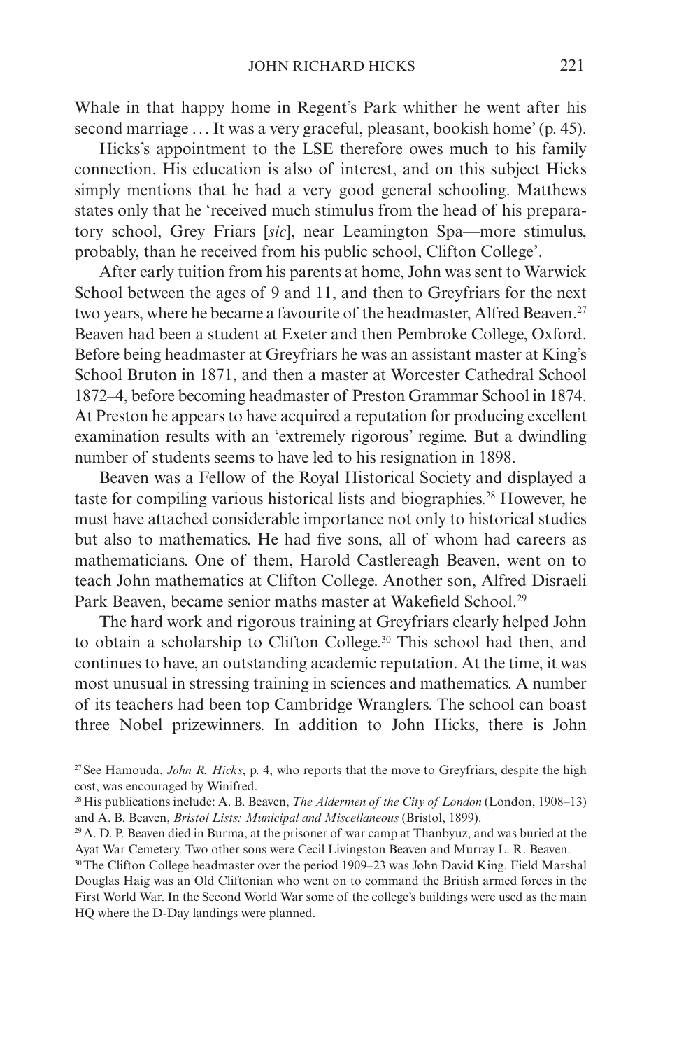Whale in that happy home in Regent's Park whither he went after his second marriage … It was a very graceful, pleasant, bookish home' (p. 45).

Hicks's appointment to the LSE therefore owes much to his family connection. His education is also of interest, and on this subject Hicks simply mentions that he had a very good general schooling. Matthews states only that he 'received much stimulus from the head of his preparatory school, Grey Friars [*sic*], near Leamington Spa—more stimulus, probably, than he received from his public school, Clifton College'.

After early tuition from his parents at home, John was sent to Warwick School between the ages of 9 and 11, and then to Greyfriars for the next two years, where he became a favourite of the headmaster, Alfred Beaven.[27] Beaven had been a student at Exeter and then Pembroke College, Oxford. Before being headmaster at Greyfriars he was an assistant master at King's School Bruton in 1871, and then a master at Worcester Cathedral School 1872–4, before becoming headmaster of Preston Grammar School in 1874. At Preston he appears to have acquired a reputation for producing excellent examination results with an 'extremely rigorous' regime. But a dwindling number of students seems to have led to his resignation in 1898.

Beaven was a Fellow of the Royal Historical Society and displayed a taste for compiling various historical lists and biographies.[28] However, he must have attached considerable importance not only to historical studies but also to mathematics. He had five sons, all of whom had careers as mathematicians. One of them, Harold Castlereagh Beaven, went on to teach John mathematics at Clifton College. Another son, Alfred Disraeli Park Beaven, became senior maths master at Wakefield School.[29]

The hard work and rigorous training at Greyfriars clearly helped John to obtain a scholarship to Clifton College.[30] This school had then, and continues to have, an outstanding academic reputation. At the time, it was most unusual in stressing training in sciences and mathematics. A number of its teachers had been top Cambridge Wranglers. The school can boast three Nobel prizewinners. In addition to John Hicks, there is John

[27] See Hamouda, *John R. Hicks*, p. 4, who reports that the move to Greyfriars, despite the high cost, was encouraged by Winifred.

[28] His publications include: A. B. Beaven, *The Aldermen of the City of London* (London, 1908–13) and A. B. Beaven, *Bristol Lists: Municipal and Miscellaneous* (Bristol, 1899).

[29] A. D. P. Beaven died in Burma, at the prisoner of war camp at Thanbyuz, and was buried at the Ayat War Cemetery. Two other sons were Cecil Livingston Beaven and Murray L. R. Beaven.

[30] The Clifton College headmaster over the period 1909–23 was John David King. Field Marshal Douglas Haig was an Old Cliftonian who went on to command the British armed forces in the First World War. In the Second World War some of the college's buildings were used as the main HQ where the D-Day landings were planned.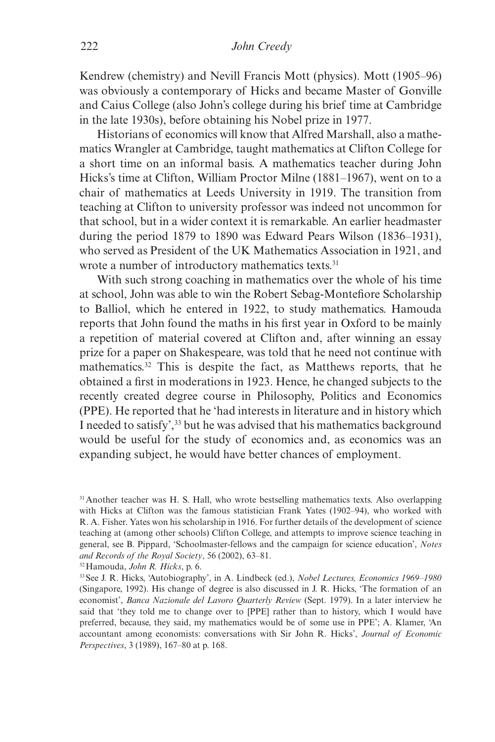Kendrew (chemistry) and Nevill Francis Mott (physics). Mott (1905–96) was obviously a contemporary of Hicks and became Master of Gonville and Caius College (also John's college during his brief time at Cambridge in the late 1930s), before obtaining his Nobel prize in 1977.

Historians of economics will know that Alfred Marshall, also a mathematics Wrangler at Cambridge, taught mathematics at Clifton College for a short time on an informal basis. A mathematics teacher during John Hicks's time at Clifton, William Proctor Milne (1881–1967), went on to a chair of mathematics at Leeds University in 1919. The transition from teaching at Clifton to university professor was indeed not uncommon for that school, but in a wider context it is remarkable. An earlier headmaster during the period 1879 to 1890 was Edward Pears Wilson (1836–1931), who served as President of the UK Mathematics Association in 1921, and wrote a number of introductory mathematics texts.[31]

With such strong coaching in mathematics over the whole of his time at school, John was able to win the Robert Sebag-Montefiore Scholarship to Balliol, which he entered in 1922, to study mathematics. Hamouda reports that John found the maths in his first year in Oxford to be mainly a repetition of material covered at Clifton and, after winning an essay prize for a paper on Shakespeare, was told that he need not continue with mathematics.[32] This is despite the fact, as Matthews reports, that he obtained a first in moderations in 1923. Hence, he changed subjects to the recently created degree course in Philosophy, Politics and Economics (PPE). He reported that he 'had interests in literature and in history which I needed to satisfy',[33] but he was advised that his mathematics background would be useful for the study of economics and, as economics was an expanding subject, he would have better chances of employment.

[31] Another teacher was H. S. Hall, who wrote bestselling mathematics texts. Also overlapping with Hicks at Clifton was the famous statistician Frank Yates (1902–94), who worked with R. A. Fisher. Yates won his scholarship in 1916. For further details of the development of science teaching at (among other schools) Clifton College, and attempts to improve science teaching in general, see B. Pippard, 'Schoolmaster-fellows and the campaign for science education', *Notes and Records of the Royal Society*, 56 (2002), 63–81.

[32] Hamouda, *John R. Hicks*, p. 6.

[33] See J. R. Hicks, 'Autobiography', in A. Lindbeck (ed.), *Nobel Lectures, Economics 1969–1980* (Singapore, 1992). His change of degree is also discussed in J. R. Hicks, 'The formation of an economist', *Banca Nazionale del Lavoro Quarterly Review* (Sept. 1979). In a later interview he said that 'they told me to change over to [PPE] rather than to history, which I would have preferred, because, they said, my mathematics would be of some use in PPE'; A. Klamer, 'An accountant among economists: conversations with Sir John R. Hicks', *Journal of Economic Perspectives*, 3 (1989), 167–80 at p. 168.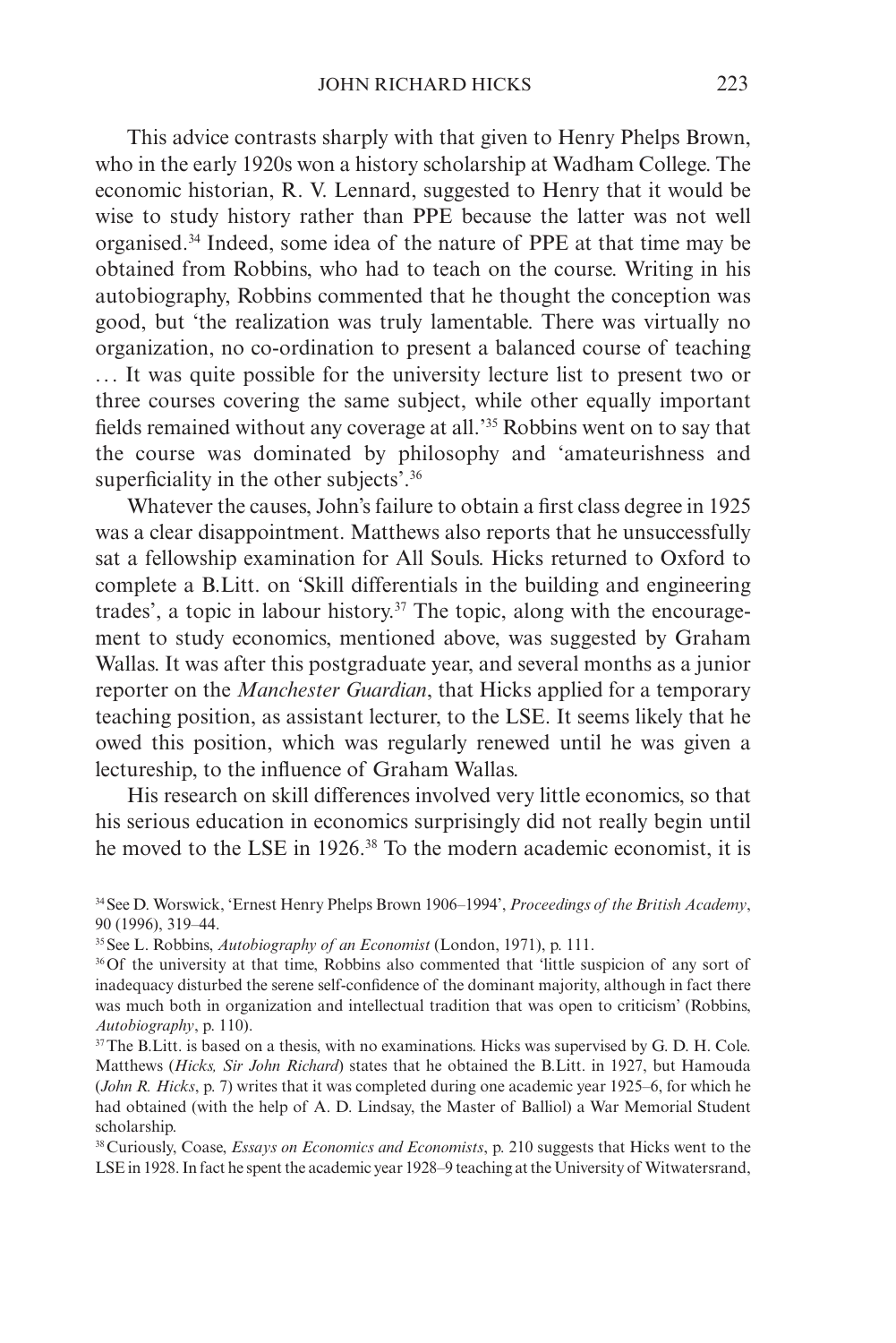This advice contrasts sharply with that given to Henry Phelps Brown, who in the early 1920s won a history scholarship at Wadham College. The economic historian, R. V. Lennard, suggested to Henry that it would be wise to study history rather than PPE because the latter was not well organised.[34] Indeed, some idea of the nature of PPE at that time may be obtained from Robbins, who had to teach on the course. Writing in his autobiography, Robbins commented that he thought the conception was good, but 'the realization was truly lamentable. There was virtually no organization, no co-ordination to present a balanced course of teaching ... It was quite possible for the university lecture list to present two or three courses covering the same subject, while other equally important fields remained without any coverage at all.'[35] Robbins went on to say that the course was dominated by philosophy and 'amateurishness and superficiality in the other subjects'.[36]

Whatever the causes, John's failure to obtain a first class degree in 1925 was a clear disappointment. Matthews also reports that he unsuccessfully sat a fellowship examination for All Souls. Hicks returned to Oxford to complete a B.Litt. on 'Skill differentials in the building and engineering trades', a topic in labour history.[37] The topic, along with the encouragement to study economics, mentioned above, was suggested by Graham Wallas. It was after this postgraduate year, and several months as a junior reporter on the *Manchester Guardian*, that Hicks applied for a temporary teaching position, as assistant lecturer, to the LSE. It seems likely that he owed this position, which was regularly renewed until he was given a lectureship, to the influence of Graham Wallas.

His research on skill differences involved very little economics, so that his serious education in economics surprisingly did not really begin until he moved to the LSE in 1926.[38] To the modern academic economist, it is

---

[34] See D. Worswick, 'Ernest Henry Phelps Brown 1906–1994', *Proceedings of the British Academy*, 90 (1996), 319–44.

[35] See L. Robbins, *Autobiography of an Economist* (London, 1971), p. 111.

[36] Of the university at that time, Robbins also commented that 'little suspicion of any sort of inadequacy disturbed the serene self-confidence of the dominant majority, although in fact there was much both in organization and intellectual tradition that was open to criticism' (Robbins, *Autobiography*, p. 110).

[37] The B.Litt. is based on a thesis, with no examinations. Hicks was supervised by G. D. H. Cole. Matthews (*Hicks, Sir John Richard*) states that he obtained the B.Litt. in 1927, but Hamouda (*John R. Hicks*, p. 7) writes that it was completed during one academic year 1925–6, for which he had obtained (with the help of A. D. Lindsay, the Master of Balliol) a War Memorial Student scholarship.

[38] Curiously, Coase, *Essays on Economics and Economists*, p. 210 suggests that Hicks went to the LSE in 1928. In fact he spent the academic year 1928–9 teaching at the University of Witwatersrand,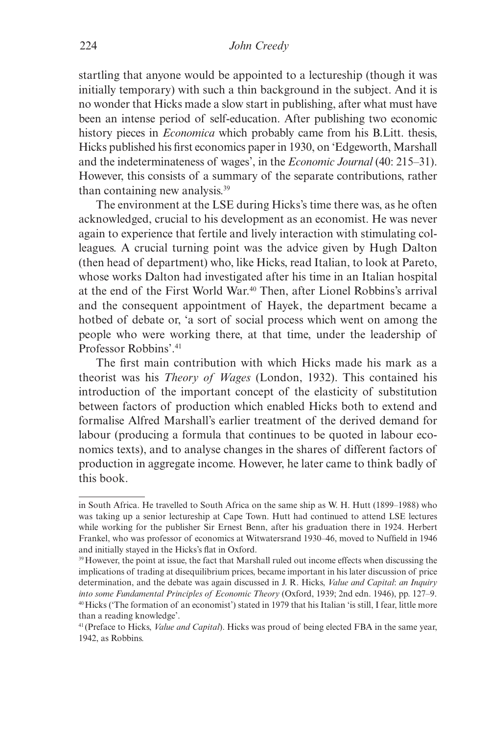startling that anyone would be appointed to a lectureship (though it was initially temporary) with such a thin background in the subject. And it is no wonder that Hicks made a slow start in publishing, after what must have been an intense period of self-education. After publishing two economic history pieces in *Economica* which probably came from his B.Litt. thesis, Hicks published his first economics paper in 1930, on 'Edgeworth, Marshall and the indeterminateness of wages', in the *Economic Journal* (40: 215–31). However, this consists of a summary of the separate contributions, rather than containing new analysis.[39]

The environment at the LSE during Hicks's time there was, as he often acknowledged, crucial to his development as an economist. He was never again to experience that fertile and lively interaction with stimulating colleagues. A crucial turning point was the advice given by Hugh Dalton (then head of department) who, like Hicks, read Italian, to look at Pareto, whose works Dalton had investigated after his time in an Italian hospital at the end of the First World War.[40] Then, after Lionel Robbins's arrival and the consequent appointment of Hayek, the department became a hotbed of debate or, 'a sort of social process which went on among the people who were working there, at that time, under the leadership of Professor Robbins'.[41]

The first main contribution with which Hicks made his mark as a theorist was his *Theory of Wages* (London, 1932). This contained his introduction of the important concept of the elasticity of substitution between factors of production which enabled Hicks both to extend and formalise Alfred Marshall's earlier treatment of the derived demand for labour (producing a formula that continues to be quoted in labour economics texts), and to analyse changes in the shares of different factors of production in aggregate income. However, he later came to think badly of this book.

---

in South Africa. He travelled to South Africa on the same ship as W. H. Hutt (1899–1988) who was taking up a senior lectureship at Cape Town. Hutt had continued to attend LSE lectures while working for the publisher Sir Ernest Benn, after his graduation there in 1924. Herbert Frankel, who was professor of economics at Witwatersrand 1930–46, moved to Nuffield in 1946 and initially stayed in the Hicks's flat in Oxford.

[39] However, the point at issue, the fact that Marshall ruled out income effects when discussing the implications of trading at disequilibrium prices, became important in his later discussion of price determination, and the debate was again discussed in J. R. Hicks, *Value and Capital*: *an Inquiry into some Fundamental Principles of Economic Theory* (Oxford, 1939; 2nd edn. 1946), pp. 127–9.

[40] Hicks ('The formation of an economist') stated in 1979 that his Italian 'is still, I fear, little more than a reading knowledge'.

[41] (Preface to Hicks, *Value and Capital*). Hicks was proud of being elected FBA in the same year, 1942, as Robbins.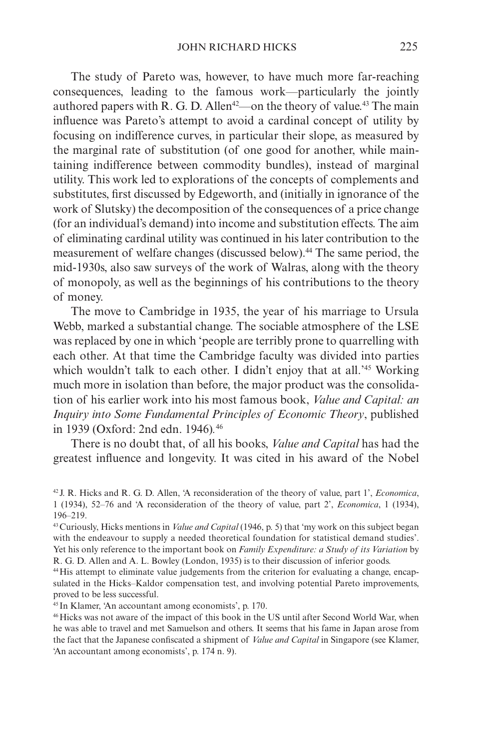The study of Pareto was, however, to have much more far-reaching consequences, leading to the famous work—particularly the jointly authored papers with R. G. D. Allen[42]—on the theory of value.[43] The main influence was Pareto's attempt to avoid a cardinal concept of utility by focusing on indifference curves, in particular their slope, as measured by the marginal rate of substitution (of one good for another, while maintaining indifference between commodity bundles), instead of marginal utility. This work led to explorations of the concepts of complements and substitutes, first discussed by Edgeworth, and (initially in ignorance of the work of Slutsky) the decomposition of the consequences of a price change (for an individual's demand) into income and substitution effects. The aim of eliminating cardinal utility was continued in his later contribution to the measurement of welfare changes (discussed below).[44] The same period, the mid-1930s, also saw surveys of the work of Walras, along with the theory of monopoly, as well as the beginnings of his contributions to the theory of money.

The move to Cambridge in 1935, the year of his marriage to Ursula Webb, marked a substantial change. The sociable atmosphere of the LSE was replaced by one in which 'people are terribly prone to quarrelling with each other. At that time the Cambridge faculty was divided into parties which wouldn't talk to each other. I didn't enjoy that at all.'[45] Working much more in isolation than before, the major product was the consolidation of his earlier work into his most famous book, *Value and Capital: an Inquiry into Some Fundamental Principles of Economic Theory*, published in 1939 (Oxford: 2nd edn. 1946).[46]

There is no doubt that, of all his books, *Value and Capital* has had the greatest influence and longevity. It was cited in his award of the Nobel

---

[42] J. R. Hicks and R. G. D. Allen, 'A reconsideration of the theory of value, part 1', *Economica*, 1 (1934), 52–76 and 'A reconsideration of the theory of value, part 2', *Economica*, 1 (1934), 196–219.

[43] Curiously, Hicks mentions in *Value and Capital* (1946, p. 5) that 'my work on this subject began with the endeavour to supply a needed theoretical foundation for statistical demand studies'. Yet his only reference to the important book on *Family Expenditure: a Study of its Variation* by R. G. D. Allen and A. L. Bowley (London, 1935) is to their discussion of inferior goods.

[44] His attempt to eliminate value judgements from the criterion for evaluating a change, encapsulated in the Hicks–Kaldor compensation test, and involving potential Pareto improvements, proved to be less successful.

[45] In Klamer, 'An accountant among economists', p. 170.

[46] Hicks was not aware of the impact of this book in the US until after Second World War, when he was able to travel and met Samuelson and others. It seems that his fame in Japan arose from the fact that the Japanese confiscated a shipment of *Value and Capital* in Singapore (see Klamer, 'An accountant among economists', p. 174 n. 9).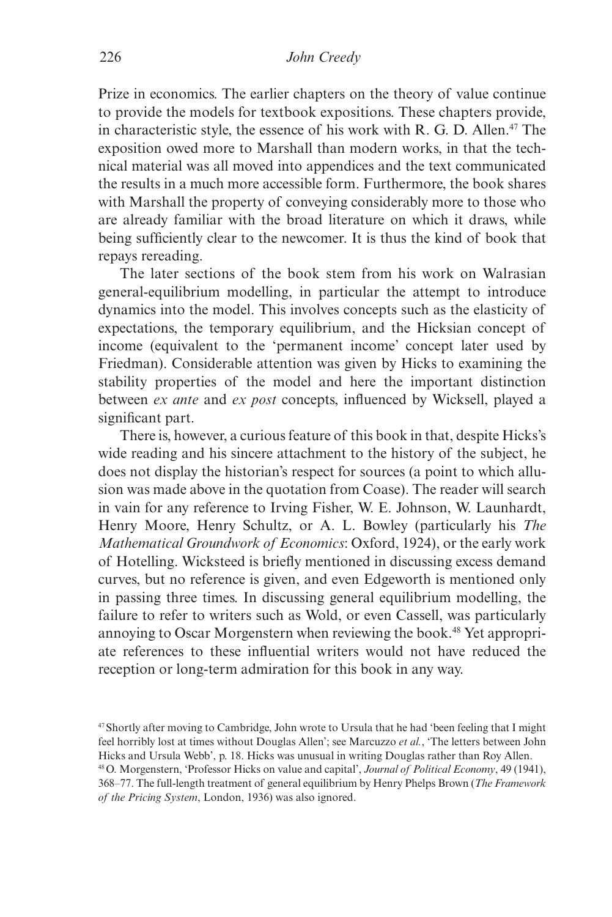Prize in economics. The earlier chapters on the theory of value continue to provide the models for textbook expositions. These chapters provide, in characteristic style, the essence of his work with R. G. D. Allen.[47] The exposition owed more to Marshall than modern works, in that the technical material was all moved into appendices and the text communicated the results in a much more accessible form. Furthermore, the book shares with Marshall the property of conveying considerably more to those who are already familiar with the broad literature on which it draws, while being sufficiently clear to the newcomer. It is thus the kind of book that repays rereading.

The later sections of the book stem from his work on Walrasian general-equilibrium modelling, in particular the attempt to introduce dynamics into the model. This involves concepts such as the elasticity of expectations, the temporary equilibrium, and the Hicksian concept of income (equivalent to the 'permanent income' concept later used by Friedman). Considerable attention was given by Hicks to examining the stability properties of the model and here the important distinction between *ex ante* and *ex post* concepts, influenced by Wicksell, played a significant part.

There is, however, a curious feature of this book in that, despite Hicks's wide reading and his sincere attachment to the history of the subject, he does not display the historian's respect for sources (a point to which allusion was made above in the quotation from Coase). The reader will search in vain for any reference to Irving Fisher, W. E. Johnson, W. Launhardt, Henry Moore, Henry Schultz, or A. L. Bowley (particularly his *The Mathematical Groundwork of Economics*: Oxford, 1924), or the early work of Hotelling. Wicksteed is briefly mentioned in discussing excess demand curves, but no reference is given, and even Edgeworth is mentioned only in passing three times. In discussing general equilibrium modelling, the failure to refer to writers such as Wold, or even Cassell, was particularly annoying to Oscar Morgenstern when reviewing the book.[48] Yet appropriate references to these influential writers would not have reduced the reception or long-term admiration for this book in any way.

[47] Shortly after moving to Cambridge, John wrote to Ursula that he had 'been feeling that I might feel horribly lost at times without Douglas Allen'; see Marcuzzo *et al.*, 'The letters between John Hicks and Ursula Webb', p. 18. Hicks was unusual in writing Douglas rather than Roy Allen.

[48] O. Morgenstern, 'Professor Hicks on value and capital', *Journal of Political Economy*, 49 (1941), 368–77. The full-length treatment of general equilibrium by Henry Phelps Brown (*The Framework of the Pricing System*, London, 1936) was also ignored.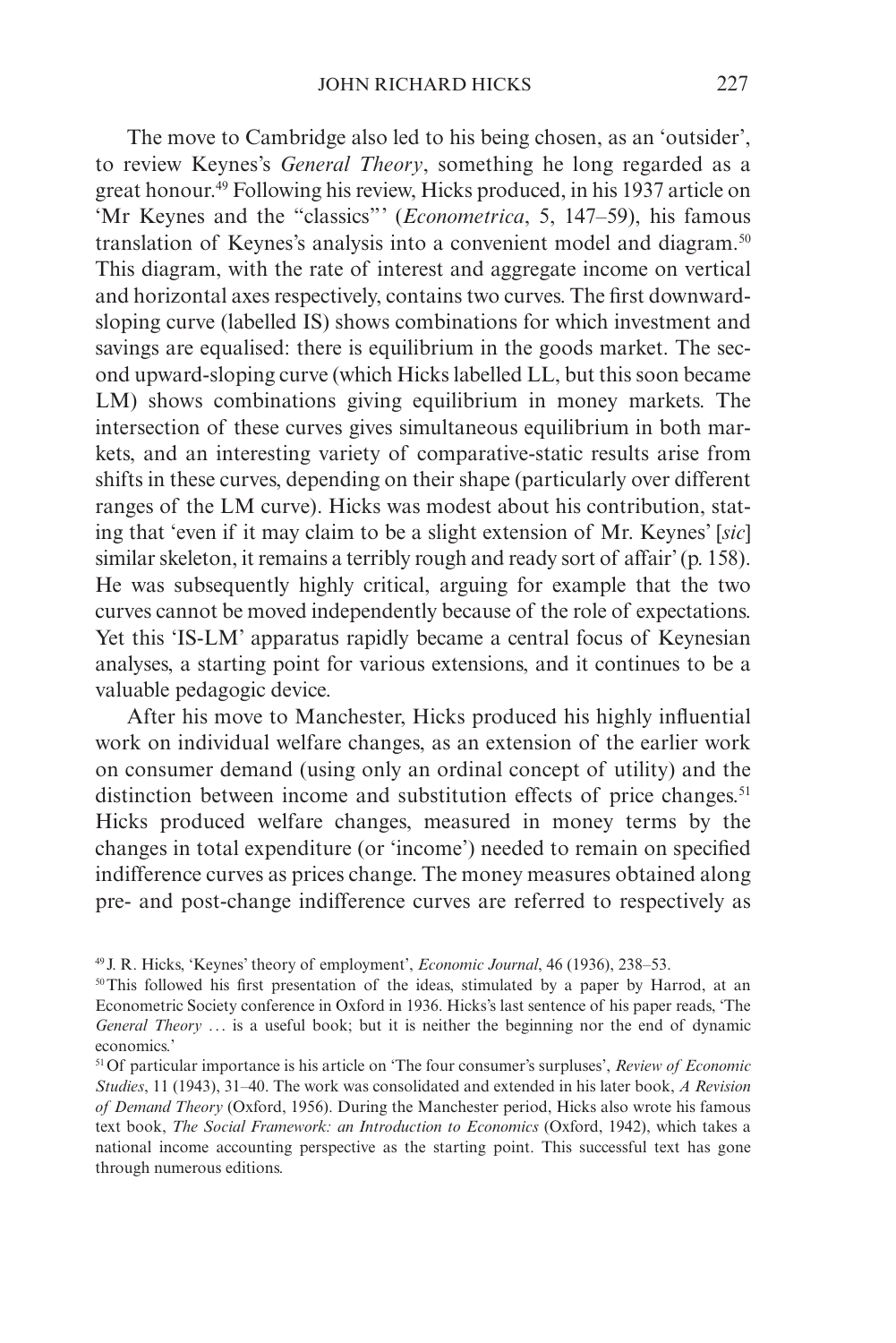The move to Cambridge also led to his being chosen, as an 'outsider', to review Keynes's *General Theory*, something he long regarded as a great honour.[49] Following his review, Hicks produced, in his 1937 article on 'Mr Keynes and the "classics"' (*Econometrica*, 5, 147–59), his famous translation of Keynes's analysis into a convenient model and diagram.[50] This diagram, with the rate of interest and aggregate income on vertical and horizontal axes respectively, contains two curves. The first downward-sloping curve (labelled IS) shows combinations for which investment and savings are equalised: there is equilibrium in the goods market. The second upward-sloping curve (which Hicks labelled LL, but this soon became LM) shows combinations giving equilibrium in money markets. The intersection of these curves gives simultaneous equilibrium in both markets, and an interesting variety of comparative-static results arise from shifts in these curves, depending on their shape (particularly over different ranges of the LM curve). Hicks was modest about his contribution, stating that 'even if it may claim to be a slight extension of Mr. Keynes' [*sic*] similar skeleton, it remains a terribly rough and ready sort of affair' (p. 158). He was subsequently highly critical, arguing for example that the two curves cannot be moved independently because of the role of expectations. Yet this 'IS-LM' apparatus rapidly became a central focus of Keynesian analyses, a starting point for various extensions, and it continues to be a valuable pedagogic device.

After his move to Manchester, Hicks produced his highly influential work on individual welfare changes, as an extension of the earlier work on consumer demand (using only an ordinal concept of utility) and the distinction between income and substitution effects of price changes.[51] Hicks produced welfare changes, measured in money terms by the changes in total expenditure (or 'income') needed to remain on specified indifference curves as prices change. The money measures obtained along pre- and post-change indifference curves are referred to respectively as

[49] J. R. Hicks, 'Keynes' theory of employment', *Economic Journal*, 46 (1936), 238–53.

[50] This followed his first presentation of the ideas, stimulated by a paper by Harrod, at an Econometric Society conference in Oxford in 1936. Hicks's last sentence of his paper reads, 'The *General Theory* … is a useful book; but it is neither the beginning nor the end of dynamic economics.'

[51] Of particular importance is his article on 'The four consumer's surpluses', *Review of Economic Studies*, 11 (1943), 31–40. The work was consolidated and extended in his later book, *A Revision of Demand Theory* (Oxford, 1956). During the Manchester period, Hicks also wrote his famous text book, *The Social Framework: an Introduction to Economics* (Oxford, 1942), which takes a national income accounting perspective as the starting point. This successful text has gone through numerous editions.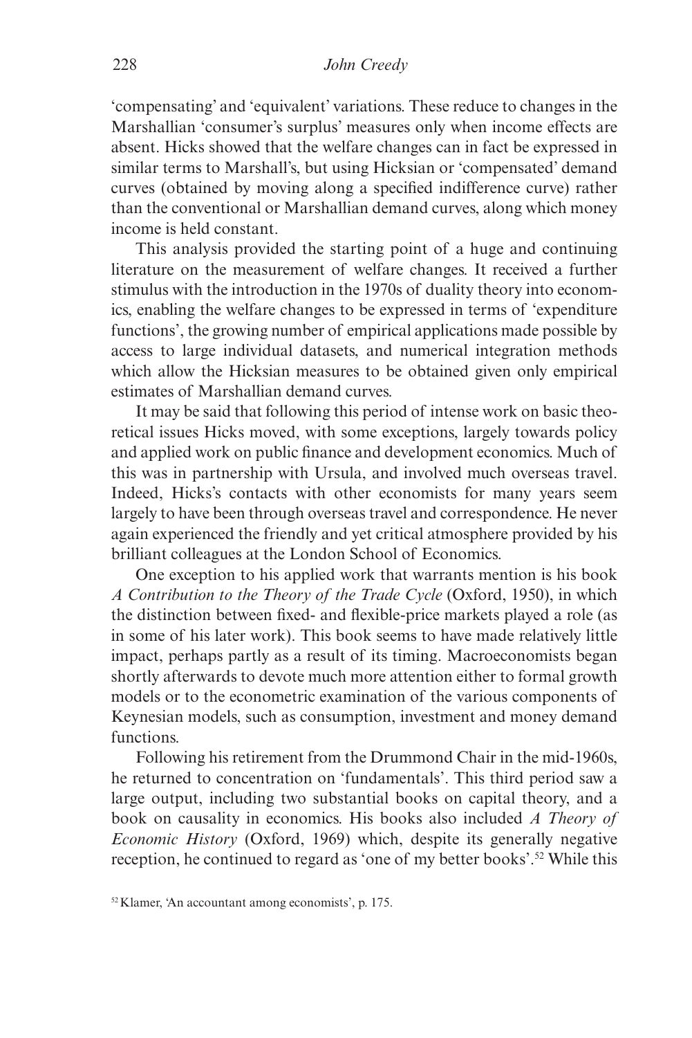'compensating' and 'equivalent' variations. These reduce to changes in the Marshallian 'consumer's surplus' measures only when income effects are absent. Hicks showed that the welfare changes can in fact be expressed in similar terms to Marshall's, but using Hicksian or 'compensated' demand curves (obtained by moving along a specified indifference curve) rather than the conventional or Marshallian demand curves, along which money income is held constant.

This analysis provided the starting point of a huge and continuing literature on the measurement of welfare changes. It received a further stimulus with the introduction in the 1970s of duality theory into economics, enabling the welfare changes to be expressed in terms of 'expenditure functions', the growing number of empirical applications made possible by access to large individual datasets, and numerical integration methods which allow the Hicksian measures to be obtained given only empirical estimates of Marshallian demand curves.

It may be said that following this period of intense work on basic theoretical issues Hicks moved, with some exceptions, largely towards policy and applied work on public finance and development economics. Much of this was in partnership with Ursula, and involved much overseas travel. Indeed, Hicks's contacts with other economists for many years seem largely to have been through overseas travel and correspondence. He never again experienced the friendly and yet critical atmosphere provided by his brilliant colleagues at the London School of Economics.

One exception to his applied work that warrants mention is his book *A Contribution to the Theory of the Trade Cycle* (Oxford, 1950), in which the distinction between fixed- and flexible-price markets played a role (as in some of his later work). This book seems to have made relatively little impact, perhaps partly as a result of its timing. Macroeconomists began shortly afterwards to devote much more attention either to formal growth models or to the econometric examination of the various components of Keynesian models, such as consumption, investment and money demand functions.

Following his retirement from the Drummond Chair in the mid-1960s, he returned to concentration on 'fundamentals'. This third period saw a large output, including two substantial books on capital theory, and a book on causality in economics. His books also included *A Theory of Economic History* (Oxford, 1969) which, despite its generally negative reception, he continued to regard as 'one of my better books'.[52] While this

[52] Klamer, 'An accountant among economists', p. 175.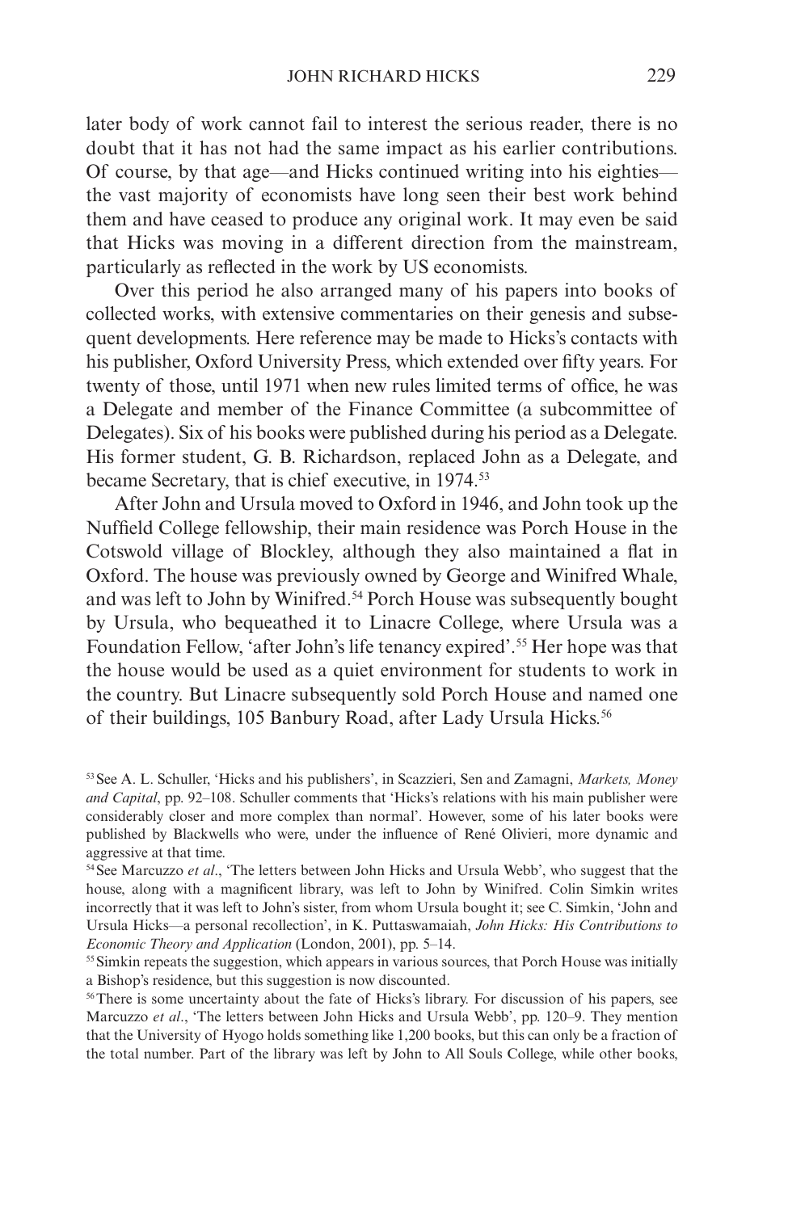later body of work cannot fail to interest the serious reader, there is no doubt that it has not had the same impact as his earlier contributions. Of course, by that age—and Hicks continued writing into his eighties—the vast majority of economists have long seen their best work behind them and have ceased to produce any original work. It may even be said that Hicks was moving in a different direction from the mainstream, particularly as reflected in the work by US economists.

Over this period he also arranged many of his papers into books of collected works, with extensive commentaries on their genesis and subsequent developments. Here reference may be made to Hicks's contacts with his publisher, Oxford University Press, which extended over fifty years. For twenty of those, until 1971 when new rules limited terms of office, he was a Delegate and member of the Finance Committee (a subcommittee of Delegates). Six of his books were published during his period as a Delegate. His former student, G. B. Richardson, replaced John as a Delegate, and became Secretary, that is chief executive, in 1974.[53]

After John and Ursula moved to Oxford in 1946, and John took up the Nuffield College fellowship, their main residence was Porch House in the Cotswold village of Blockley, although they also maintained a flat in Oxford. The house was previously owned by George and Winifred Whale, and was left to John by Winifred.[54] Porch House was subsequently bought by Ursula, who bequeathed it to Linacre College, where Ursula was a Foundation Fellow, 'after John's life tenancy expired'.[55] Her hope was that the house would be used as a quiet environment for students to work in the country. But Linacre subsequently sold Porch House and named one of their buildings, 105 Banbury Road, after Lady Ursula Hicks.[56]

---

[53] See A. L. Schuller, 'Hicks and his publishers', in Scazzieri, Sen and Zamagni, *Markets, Money and Capital*, pp. 92–108. Schuller comments that 'Hicks's relations with his main publisher were considerably closer and more complex than normal'. However, some of his later books were published by Blackwells who were, under the influence of René Olivieri, more dynamic and aggressive at that time.

[54] See Marcuzzo *et al*., 'The letters between John Hicks and Ursula Webb', who suggest that the house, along with a magnificent library, was left to John by Winifred. Colin Simkin writes incorrectly that it was left to John's sister, from whom Ursula bought it; see C. Simkin, 'John and Ursula Hicks—a personal recollection', in K. Puttaswamaiah, *John Hicks: His Contributions to Economic Theory and Application* (London, 2001), pp. 5–14.

[55] Simkin repeats the suggestion, which appears in various sources, that Porch House was initially a Bishop's residence, but this suggestion is now discounted.

[56] There is some uncertainty about the fate of Hicks's library. For discussion of his papers, see Marcuzzo *et al*., 'The letters between John Hicks and Ursula Webb', pp. 120–9. They mention that the University of Hyogo holds something like 1,200 books, but this can only be a fraction of the total number. Part of the library was left by John to All Souls College, while other books,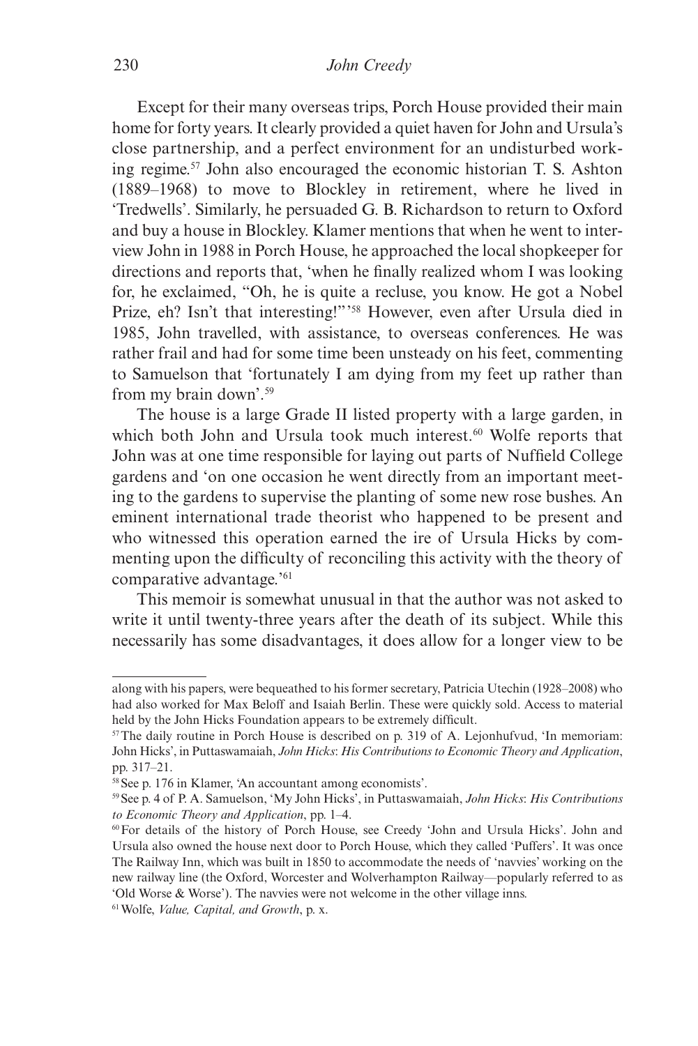Except for their many overseas trips, Porch House provided their main home for forty years. It clearly provided a quiet haven for John and Ursula's close partnership, and a perfect environment for an undisturbed working regime.[57] John also encouraged the economic historian T. S. Ashton (1889–1968) to move to Blockley in retirement, where he lived in 'Tredwells'. Similarly, he persuaded G. B. Richardson to return to Oxford and buy a house in Blockley. Klamer mentions that when he went to interview John in 1988 in Porch House, he approached the local shopkeeper for directions and reports that, 'when he finally realized whom I was looking for, he exclaimed, "Oh, he is quite a recluse, you know. He got a Nobel Prize, eh? Isn't that interesting!"'[58] However, even after Ursula died in 1985, John travelled, with assistance, to overseas conferences. He was rather frail and had for some time been unsteady on his feet, commenting to Samuelson that 'fortunately I am dying from my feet up rather than from my brain down'.[59]

The house is a large Grade II listed property with a large garden, in which both John and Ursula took much interest.[60] Wolfe reports that John was at one time responsible for laying out parts of Nuffield College gardens and 'on one occasion he went directly from an important meeting to the gardens to supervise the planting of some new rose bushes. An eminent international trade theorist who happened to be present and who witnessed this operation earned the ire of Ursula Hicks by commenting upon the difficulty of reconciling this activity with the theory of comparative advantage.'[61]

This memoir is somewhat unusual in that the author was not asked to write it until twenty-three years after the death of its subject. While this necessarily has some disadvantages, it does allow for a longer view to be

---

along with his papers, were bequeathed to his former secretary, Patricia Utechin (1928–2008) who had also worked for Max Beloff and Isaiah Berlin. These were quickly sold. Access to material held by the John Hicks Foundation appears to be extremely difficult.

[57] The daily routine in Porch House is described on p. 319 of A. Lejonhufvud, 'In memoriam: John Hicks', in Puttaswamaiah, *John Hicks*: *His Contributions to Economic Theory and Application*, pp. 317–21.

[58] See p. 176 in Klamer, 'An accountant among economists'.

[59] See p. 4 of P. A. Samuelson, 'My John Hicks', in Puttaswamaiah, *John Hicks*: *His Contributions to Economic Theory and Application*, pp. 1–4.

[60] For details of the history of Porch House, see Creedy 'John and Ursula Hicks'. John and Ursula also owned the house next door to Porch House, which they called 'Puffers'. It was once The Railway Inn, which was built in 1850 to accommodate the needs of 'navvies' working on the new railway line (the Oxford, Worcester and Wolverhampton Railway—popularly referred to as 'Old Worse & Worse'). The navvies were not welcome in the other village inns.

[61] Wolfe, *Value, Capital, and Growth*, p. x.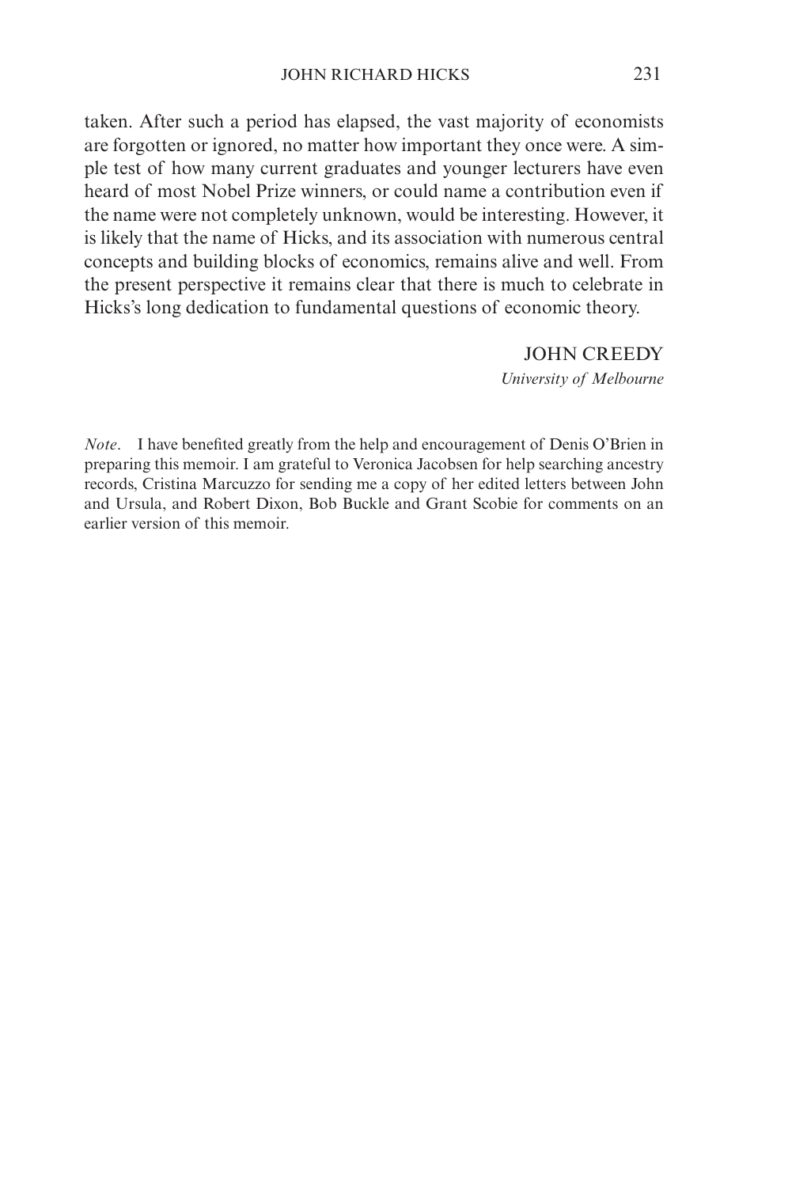taken. After such a period has elapsed, the vast majority of economists are forgotten or ignored, no matter how important they once were. A simple test of how many current graduates and younger lecturers have even heard of most Nobel Prize winners, or could name a contribution even if the name were not completely unknown, would be interesting. However, it is likely that the name of Hicks, and its association with numerous central concepts and building blocks of economics, remains alive and well. From the present perspective it remains clear that there is much to celebrate in Hicks's long dedication to fundamental questions of economic theory.

JOHN CREEDY
*University of Melbourne*

*Note*. I have benefited greatly from the help and encouragement of Denis O'Brien in preparing this memoir. I am grateful to Veronica Jacobsen for help searching ancestry records, Cristina Marcuzzo for sending me a copy of her edited letters between John and Ursula, and Robert Dixon, Bob Buckle and Grant Scobie for comments on an earlier version of this memoir.